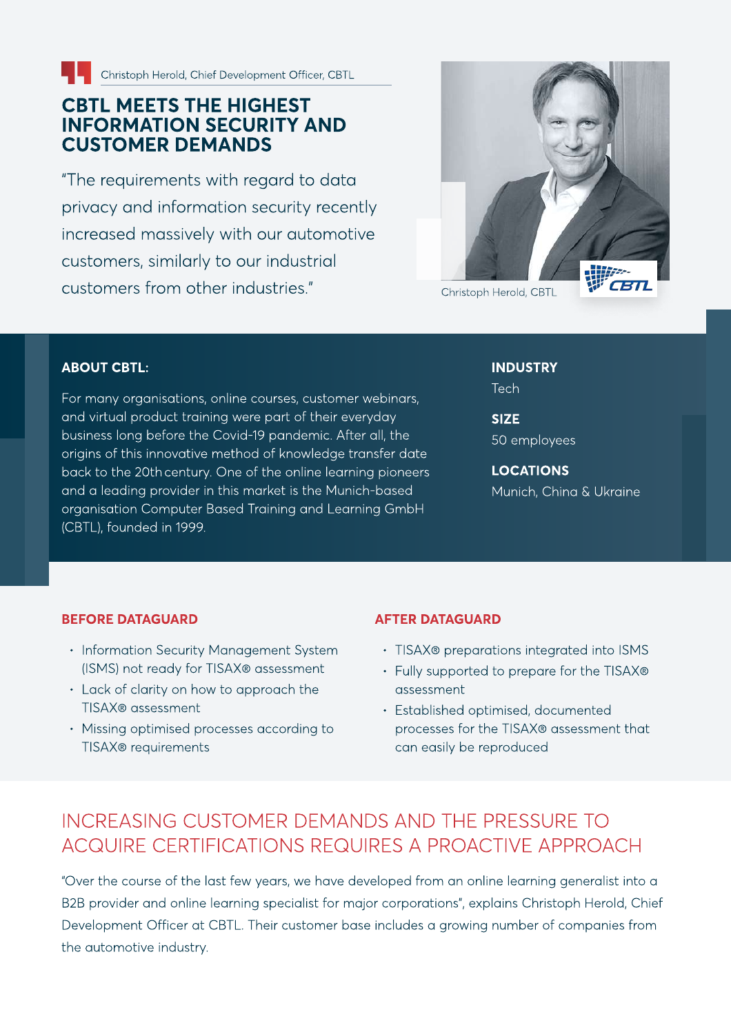Christoph Herold, Chief Development Officer, CBTL

# CBTL MEETS THE HIGHEST INFORMATION SECURITY AND CUSTOMER DEMANDS

"The requirements with regard to data privacy and information security recently increased massively with our automotive customers, similarly to our industrial customers from other industries."

Christoph Herold, CBTL

## ABOUT CBTL:

For many organisations, online courses, customer webinars, and virtual product training were part of their everyday business long before the Covid-19 pandemic. After all, the origins of this innovative method of knowledge transfer date back to the 20th century. One of the online learning pioneers and a leading provider in this market is the Munich-based organisation Computer Based Training and Learning GmbH (CBTL), founded in 1999.

**INDUSTRY**
Tech

**SIZE**
50 employees

**LOCATIONS**
Munich, China & Ukraine

## BEFORE DATAGUARD

- Information Security Management System (ISMS) not ready for TISAX® assessment
- Lack of clarity on how to approach the TISAX® assessment
- Missing optimised processes according to TISAX® requirements

## AFTER DATAGUARD

- TISAX® preparations integrated into ISMS
- Fully supported to prepare for the TISAX® assessment
- Established optimised, documented processes for the TISAX® assessment that can easily be reproduced

## INCREASING CUSTOMER DEMANDS AND THE PRESSURE TO ACQUIRE CERTIFICATIONS REQUIRES A PROACTIVE APPROACH

"Over the course of the last few years, we have developed from an online learning generalist into a B2B provider and online learning specialist for major corporations", explains Christoph Herold, Chief Development Officer at CBTL. Their customer base includes a growing number of companies from the automotive industry.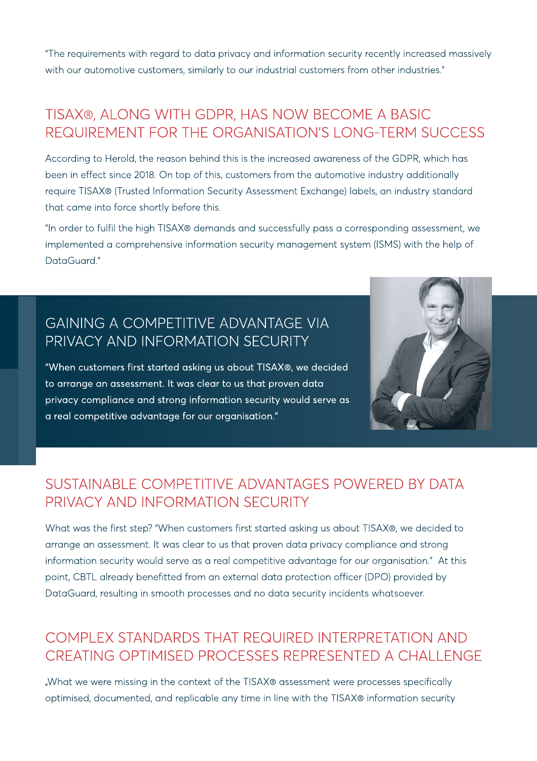"The requirements with regard to data privacy and information security recently increased massively with our automotive customers, similarly to our industrial customers from other industries."

## TISAX®, ALONG WITH GDPR, HAS NOW BECOME A BASIC REQUIREMENT FOR THE ORGANISATION'S LONG-TERM SUCCESS

According to Herold, the reason behind this is the increased awareness of the GDPR, which has been in effect since 2018. On top of this, customers from the automotive industry additionally require TISAX® (Trusted Information Security Assessment Exchange) labels, an industry standard that came into force shortly before this.

"In order to fulfil the high TISAX® demands and successfully pass a corresponding assessment, we implemented a comprehensive information security management system (ISMS) with the help of DataGuard."

## GAINING A COMPETITIVE ADVANTAGE VIA PRIVACY AND INFORMATION SECURITY

"When customers first started asking us about TISAX®, we decided to arrange an assessment. It was clear to us that proven data privacy compliance and strong information security would serve as a real competitive advantage for our organisation."

## SUSTAINABLE COMPETITIVE ADVANTAGES POWERED BY DATA PRIVACY AND INFORMATION SECURITY

What was the first step? "When customers first started asking us about TISAX®, we decided to arrange an assessment. It was clear to us that proven data privacy compliance and strong information security would serve as a real competitive advantage for our organisation." At this point, CBTL already benefitted from an external data protection officer (DPO) provided by DataGuard, resulting in smooth processes and no data security incidents whatsoever.

## COMPLEX STANDARDS THAT REQUIRED INTERPRETATION AND CREATING OPTIMISED PROCESSES REPRESENTED A CHALLENGE

„What we were missing in the context of the TISAX® assessment were processes specifically optimised, documented, and replicable any time in line with the TISAX® information security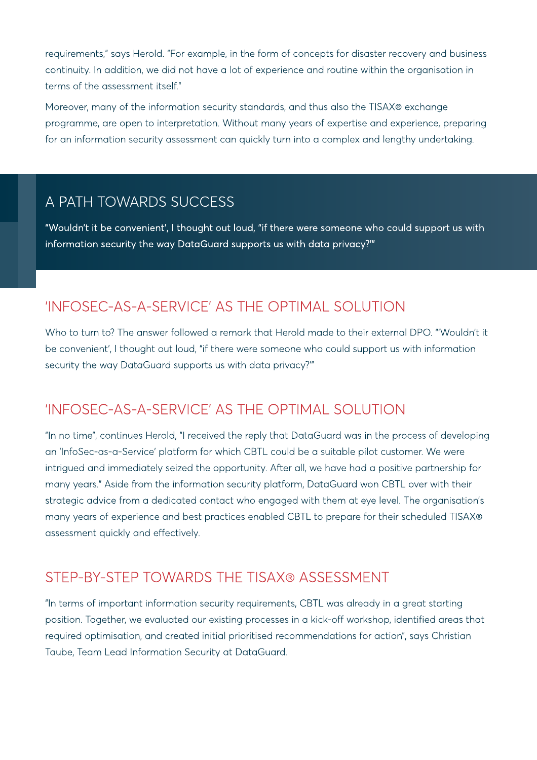requirements," says Herold. "For example, in the form of concepts for disaster recovery and business continuity. In addition, we did not have a lot of experience and routine within the organisation in terms of the assessment itself."

Moreover, many of the information security standards, and thus also the TISAX® exchange programme, are open to interpretation. Without many years of expertise and experience, preparing for an information security assessment can quickly turn into a complex and lengthy undertaking.

## A PATH TOWARDS SUCCESS

"Wouldn't it be convenient', I thought out loud, "if there were someone who could support us with information security the way DataGuard supports us with data privacy?'"

## 'INFOSEC-AS-A-SERVICE' AS THE OPTIMAL SOLUTION

Who to turn to? The answer followed a remark that Herold made to their external DPO. "'Wouldn't it be convenient', I thought out loud, "if there were someone who could support us with information security the way DataGuard supports us with data privacy?'"

## 'INFOSEC-AS-A-SERVICE' AS THE OPTIMAL SOLUTION

"In no time", continues Herold, "I received the reply that DataGuard was in the process of developing an 'InfoSec-as-a-Service' platform for which CBTL could be a suitable pilot customer. We were intrigued and immediately seized the opportunity. After all, we have had a positive partnership for many years." Aside from the information security platform, DataGuard won CBTL over with their strategic advice from a dedicated contact who engaged with them at eye level. The organisation's many years of experience and best practices enabled CBTL to prepare for their scheduled TISAX® assessment quickly and effectively.

## STEP-BY-STEP TOWARDS THE TISAX® ASSESSMENT

"In terms of important information security requirements, CBTL was already in a great starting position. Together, we evaluated our existing processes in a kick-off workshop, identified areas that required optimisation, and created initial prioritised recommendations for action", says Christian Taube, Team Lead Information Security at DataGuard.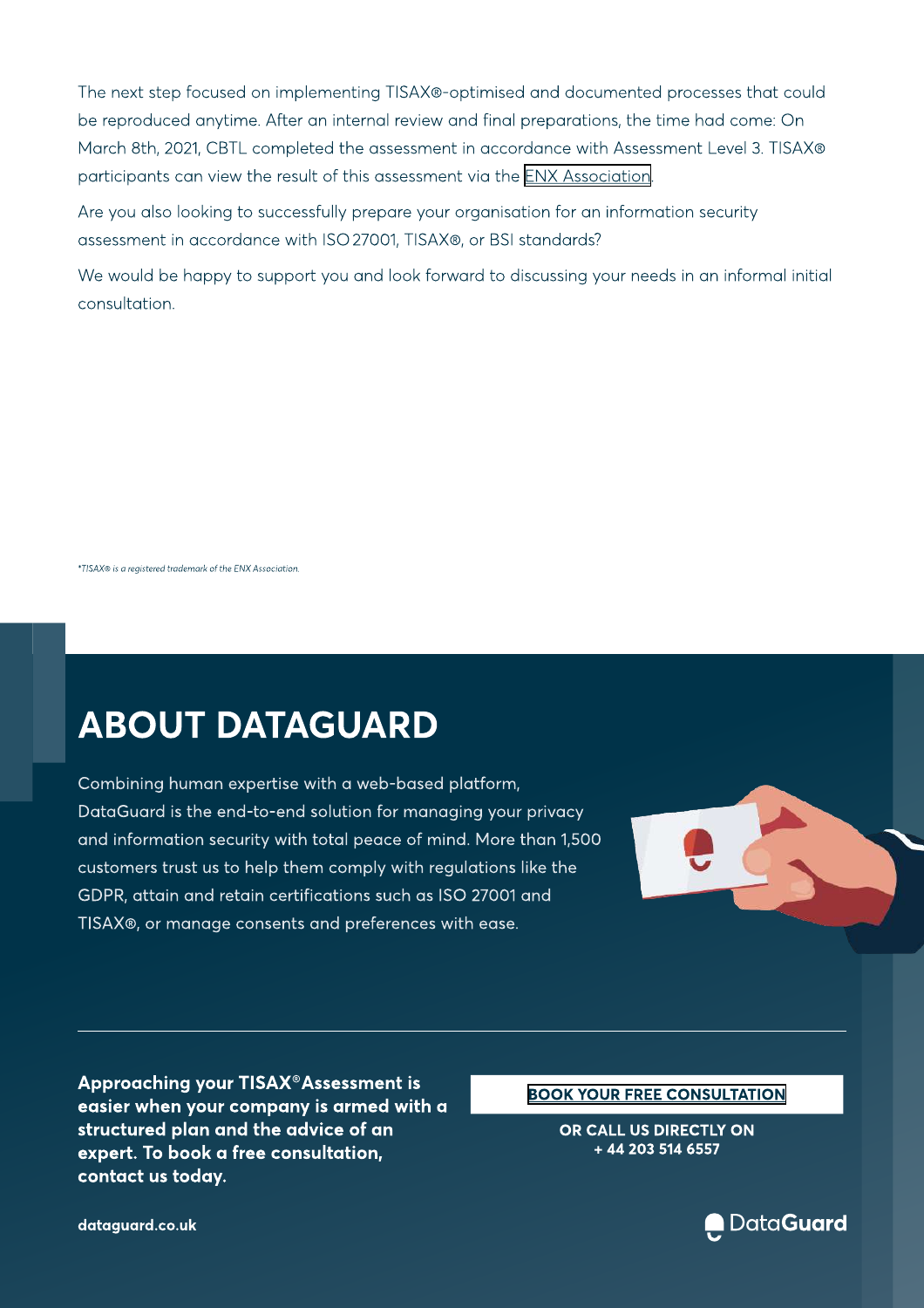The next step focused on implementing TISAX®-optimised and documented processes that could be reproduced anytime. After an internal review and final preparations, the time had come: On March 8th, 2021, CBTL completed the assessment in accordance with Assessment Level 3. TISAX® participants can view the result of this assessment via the ENX Association.

Are you also looking to successfully prepare your organisation for an information security assessment in accordance with ISO 27001, TISAX®, or BSI standards?

We would be happy to support you and look forward to discussing your needs in an informal initial consultation.

*\*TISAX® is a registered trademark of the ENX Association.*

# ABOUT DATAGUARD

Combining human expertise with a web-based platform, DataGuard is the end-to-end solution for managing your privacy and information security with total peace of mind. More than 1,500 customers trust us to help them comply with regulations like the GDPR, attain and retain certifications such as ISO 27001 and TISAX®, or manage consents and preferences with ease.

**Approaching your TISAX® Assessment is easier when your company is armed with a structured plan and the advice of an expert. To book a free consultation, contact us today.**

**BOOK YOUR FREE CONSULTATION**

**OR CALL US DIRECTLY ON + 44 203 514 6557**

**dataguard.co.uk**

DataGuard